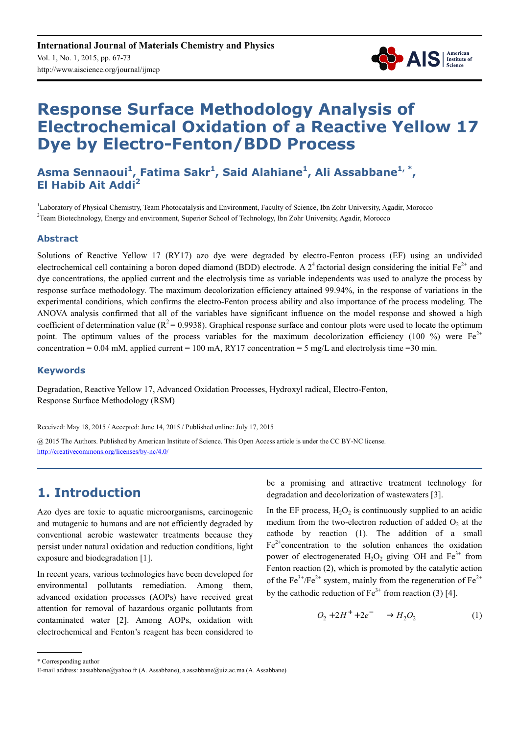# Response Surface Methodology Analysis of Electrochemical Oxidation of a Reactive Yellow 17 Dye by Electro-Fenton/BDD Process

**Asma Sennaoui[1], Fatima Sakr[1], Said Alahiane[1], Ali Assabbane[1, *], El Habib Ait Addi[2]**

[1]Laboratory of Physical Chemistry, Team Photocatalysis and Environment, Faculty of Science, Ibn Zohr University, Agadir, Morocco

[2]Team Biotechnology, Energy and environment, Superior School of Technology, Ibn Zohr University, Agadir, Morocco

## Abstract

Solutions of Reactive Yellow 17 (RY17) azo dye were degraded by electro-Fenton process (EF) using an undivided electrochemical cell containing a boron doped diamond (BDD) electrode. A $2^4$ factorial design considering the initial $Fe^{2+}$ and dye concentrations, the applied current and the electrolysis time as variable independents was used to analyze the process by response surface methodology. The maximum decolorization efficiency attained 99.94%, in the response of variations in the experimental conditions, which confirms the electro-Fenton process ability and also importance of the process modeling. The ANOVA analysis confirmed that all of the variables have significant influence on the model response and showed a high coefficient of determination value ($R^2 = 0.9938$). Graphical response surface and contour plots were used to locate the optimum point. The optimum values of the process variables for the maximum decolorization efficiency (100 %) were $Fe^{2+}$ concentration = 0.04 mM, applied current = 100 mA, RY17 concentration = 5 mg/L and electrolysis time =30 min.

## Keywords

Degradation, Reactive Yellow 17, Advanced Oxidation Processes, Hydroxyl radical, Electro-Fenton, Response Surface Methodology (RSM)

Received: May 18, 2015 / Accepted: June 14, 2015 / Published online: July 17, 2015

@ 2015 The Authors. Published by American Institute of Science. This Open Access article is under the CC BY-NC license. http://creativecommons.org/licenses/by-nc/4.0/

## 1. Introduction

Azo dyes are toxic to aquatic microorganisms, carcinogenic and mutagenic to humans and are not efficiently degraded by conventional aerobic wastewater treatments because they persist under natural oxidation and reduction conditions, light exposure and biodegradation [1].

In recent years, various technologies have been developed for environmental pollutants remediation. Among them, advanced oxidation processes (AOPs) have received great attention for removal of hazardous organic pollutants from contaminated water [2]. Among AOPs, oxidation with electrochemical and Fenton's reagent has been considered to be a promising and attractive treatment technology for degradation and decolorization of wastewaters [3].

In the EF process, $H_2O_2$ is continuously supplied to an acidic medium from the two-electron reduction of added $O_2$ at the cathode by reaction (1). The addition of a small $Fe^{2+}$concentration to the solution enhances the oxidation power of electrogenerated $H_2O_2$ giving $^{\cdot}OH$ and $Fe^{3+}$ from Fenton reaction (2), which is promoted by the catalytic action of the $Fe^{3+}/Fe^{2+}$ system, mainly from the regeneration of $Fe^{2+}$ by the cathodic reduction of $Fe^{3+}$ from reaction (3) [4].

$$O_2 + 2H^+ + 2e^- \rightarrow H_2O_2 \quad (1)$$

* Corresponding author

E-mail address: aassabbane@yahoo.fr (A. Assabbane), a.assabbane@uiz.ac.ma (A. Assabbane)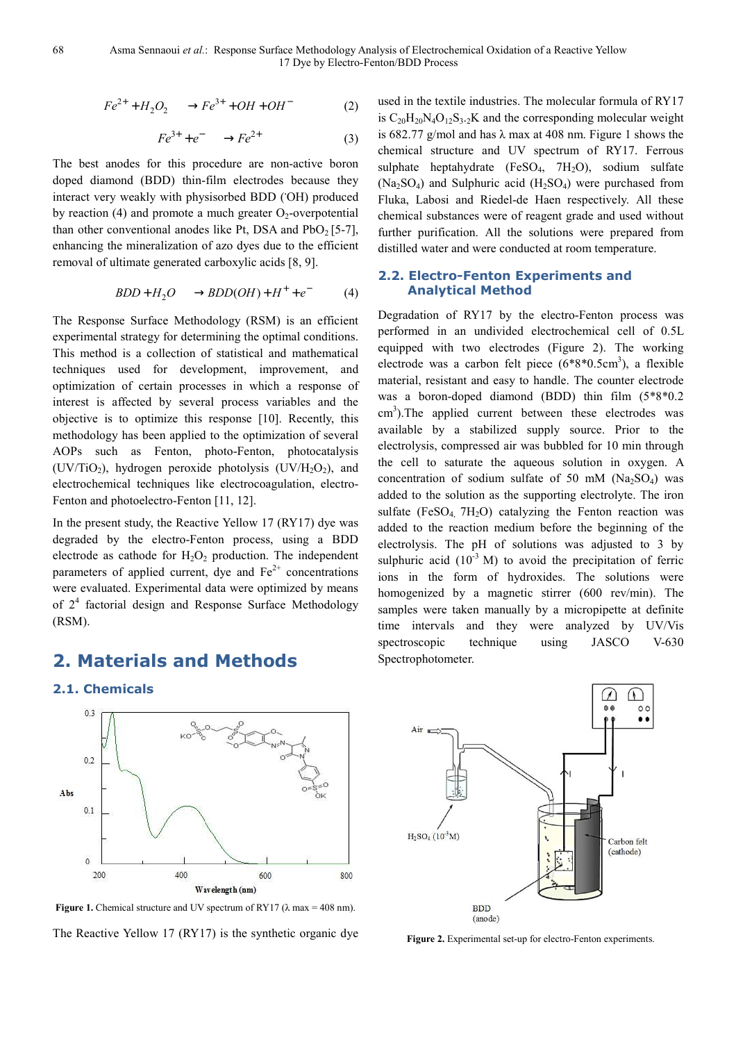$$Fe^{2+} + H_2O_2 \rightarrow Fe^{3+} + OH + OH^- \quad (2)$$

$$Fe^{3+} + e^- \rightarrow Fe^{2+} \quad (3)$$

The best anodes for this procedure are non-active boron doped diamond (BDD) thin-film electrodes because they interact very weakly with physisorbed BDD (˙OH) produced by reaction (4) and promote a much greater $O_2$-overpotential than other conventional anodes like Pt, DSA and $PbO_2$ [5-7], enhancing the mineralization of azo dyes due to the efficient removal of ultimate generated carboxylic acids [8, 9].

$$BDD + H_2O \rightarrow BDD(OH) + H^+ + e^- \quad (4)$$

The Response Surface Methodology (RSM) is an efficient experimental strategy for determining the optimal conditions. This method is a collection of statistical and mathematical techniques used for development, improvement, and optimization of certain processes in which a response of interest is affected by several process variables and the objective is to optimize this response [10]. Recently, this methodology has been applied to the optimization of several AOPs such as Fenton, photo-Fenton, photocatalysis ($UV/TiO_2$), hydrogen peroxide photolysis ($UV/H_2O_2$), and electrochemical techniques like electrocoagulation, electro-Fenton and photoelectro-Fenton [11, 12].

In the present study, the Reactive Yellow 17 (RY17) dye was degraded by the electro-Fenton process, using a BDD electrode as cathode for $H_2O_2$ production. The independent parameters of applied current, dye and $Fe^{2+}$ concentrations were evaluated. Experimental data were optimized by means of $2^4$ factorial design and Response Surface Methodology (RSM).

## 2. Materials and Methods

### 2.1. Chemicals

Figure 1. Chemical structure and UV spectrum of RY17 (λ max = 408 nm).

The Reactive Yellow 17 (RY17) is the synthetic organic dye used in the textile industries. The molecular formula of RY17 is $C_{20}H_{20}N_4O_{12}S_{3\cdot}2K$ and the corresponding molecular weight is 682.77 g/mol and has λ max at 408 nm. Figure 1 shows the chemical structure and UV spectrum of RY17. Ferrous sulphate heptahydrate ($FeSO_4$, $7H_2O$), sodium sulfate ($Na_2SO_4$) and Sulphuric acid ($H_2SO_4$) were purchased from Fluka, Labosi and Riedel-de Haen respectively. All these chemical substances were of reagent grade and used without further purification. All the solutions were prepared from distilled water and were conducted at room temperature.

### 2.2. Electro-Fenton Experiments and Analytical Method

Degradation of RY17 by the electro-Fenton process was performed in an undivided electrochemical cell of 0.5L equipped with two electrodes (Figure 2). The working electrode was a carbon felt piece ($6*8*0.5 cm^3$), a flexible material, resistant and easy to handle. The counter electrode was a boron-doped diamond (BDD) thin film ($5*8*0.2 cm^3$).The applied current between these electrodes was available by a stabilized supply source. Prior to the electrolysis, compressed air was bubbled for 10 min through the cell to saturate the aqueous solution in oxygen. A concentration of sodium sulfate of 50 mM ($Na_2SO_4$) was added to the solution as the supporting electrolyte. The iron sulfate ($FeSO_4$, $7H_2O$) catalyzing the Fenton reaction was added to the reaction medium before the beginning of the electrolysis. The pH of solutions was adjusted to 3 by sulphuric acid ($10^{-3}$ M) to avoid the precipitation of ferric ions in the form of hydroxides. The solutions were homogenized by a magnetic stirrer (600 rev/min). The samples were taken manually by a micropipette at definite time intervals and they were analyzed by UV/Vis spectroscopic technique using JASCO V-630 Spectrophotometer.

Figure 2. Experimental set-up for electro-Fenton experiments.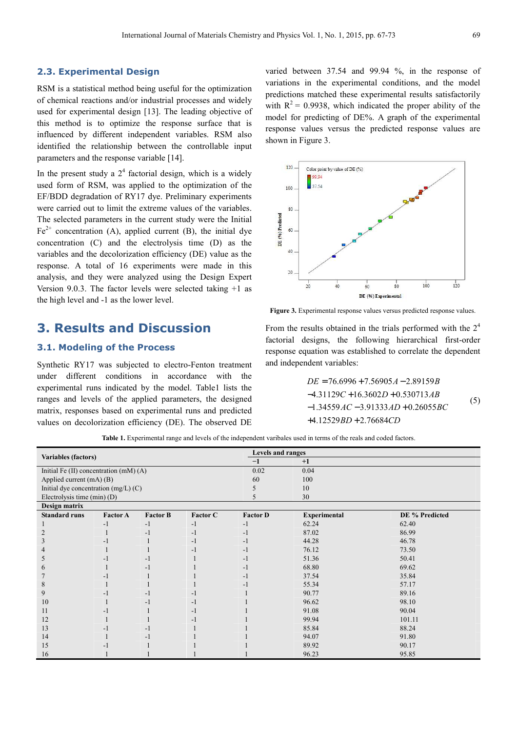### 2.3. Experimental Design

RSM is a statistical method being useful for the optimization of chemical reactions and/or industrial processes and widely used for experimental design [13]. The leading objective of this method is to optimize the response surface that is influenced by different independent variables. RSM also identified the relationship between the controllable input parameters and the response variable [14].

In the present study a $2^4$ factorial design, which is a widely used form of RSM, was applied to the optimization of the EF/BDD degradation of RY17 dye. Preliminary experiments were carried out to limit the extreme values of the variables. The selected parameters in the current study were the Initial $Fe^{2+}$ concentration (A), applied current (B), the initial dye concentration (C) and the electrolysis time (D) as the variables and the decolorization efficiency (DE) value as the response. A total of 16 experiments were made in this analysis, and they were analyzed using the Design Expert Version 9.0.3. The factor levels were selected taking +1 as the high level and -1 as the lower level.

## 3. Results and Discussion

### 3.1. Modeling of the Process

Synthetic RY17 was subjected to electro-Fenton treatment under different conditions in accordance with the experimental runs indicated by the model. Table1 lists the ranges and levels of the applied parameters, the designed matrix, responses based on experimental runs and predicted values on decolorization efficiency (DE). The observed DE varied between 37.54 and 99.94 %, in the response of variations in the experimental conditions, and the model predictions matched these experimental results satisfactorily with $R^2$ = 0.9938, which indicated the proper ability of the model for predicting of DE%. A graph of the experimental response values versus the predicted response values are shown in Figure 3.

**Figure 3.** Experimental response values versus predicted response values.

From the results obtained in the trials performed with the $2^4$ factorial designs, the following hierarchical first-order response equation was established to correlate the dependent and independent variables:

$$
\begin{aligned}
DE &= 76.6996 + 7.56905A - 2.89159B \\
&- 4.31129C + 16.3602D + 0.530713AB \\
&- 1.34559AC - 3.91333AD + 0.26055BC \\
&+ 4.12529BD + 2.76684CD
\end{aligned}
\tag{5}
$$

**Table 1.** Experimental range and levels of the independent varibales used in terms of the reals and coded factors.

| Variables (factors) | | | | Levels and ranges | |
|---|---|---|---|---|---|
| | | | | −1 | +1 |
| Initial Fe (II) concentration (mM) (A) | | | | 0.02 | 0.04 |
| Applied current (mA) (B) | | | | 60 | 100 |
| Initial dye concentration (mg/L) (C) | | | | 5 | 10 |
| Electrolysis time (min) (D) | | | | 5 | 30 |
| **Design matrix** | | | | | |
| **Standard runs** | **Factor A** | **Factor B** | **Factor C** | **Factor D** | **Experimental** | **DE % Predicted** |
| 1 | -1 | -1 | -1 | -1 | 62.24 | 62.40 |
| 2 | 1 | -1 | -1 | -1 | 87.02 | 86.99 |
| 3 | -1 | 1 | -1 | -1 | 44.28 | 46.78 |
| 4 | 1 | 1 | -1 | -1 | 76.12 | 73.50 |
| 5 | -1 | -1 | 1 | -1 | 51.36 | 50.41 |
| 6 | 1 | -1 | 1 | -1 | 68.80 | 69.62 |
| 7 | -1 | 1 | 1 | -1 | 37.54 | 35.84 |
| 8 | 1 | 1 | 1 | -1 | 55.34 | 57.17 |
| 9 | -1 | -1 | -1 | 1 | 90.77 | 89.16 |
| 10 | 1 | -1 | -1 | 1 | 96.62 | 98.10 |
| 11 | -1 | 1 | -1 | 1 | 91.08 | 90.04 |
| 12 | 1 | 1 | -1 | 1 | 99.94 | 101.11 |
| 13 | -1 | -1 | 1 | 1 | 85.84 | 88.24 |
| 14 | 1 | -1 | 1 | 1 | 94.07 | 91.80 |
| 15 | -1 | 1 | 1 | 1 | 89.92 | 90.17 |
| 16 | 1 | 1 | 1 | 1 | 96.23 | 95.85 |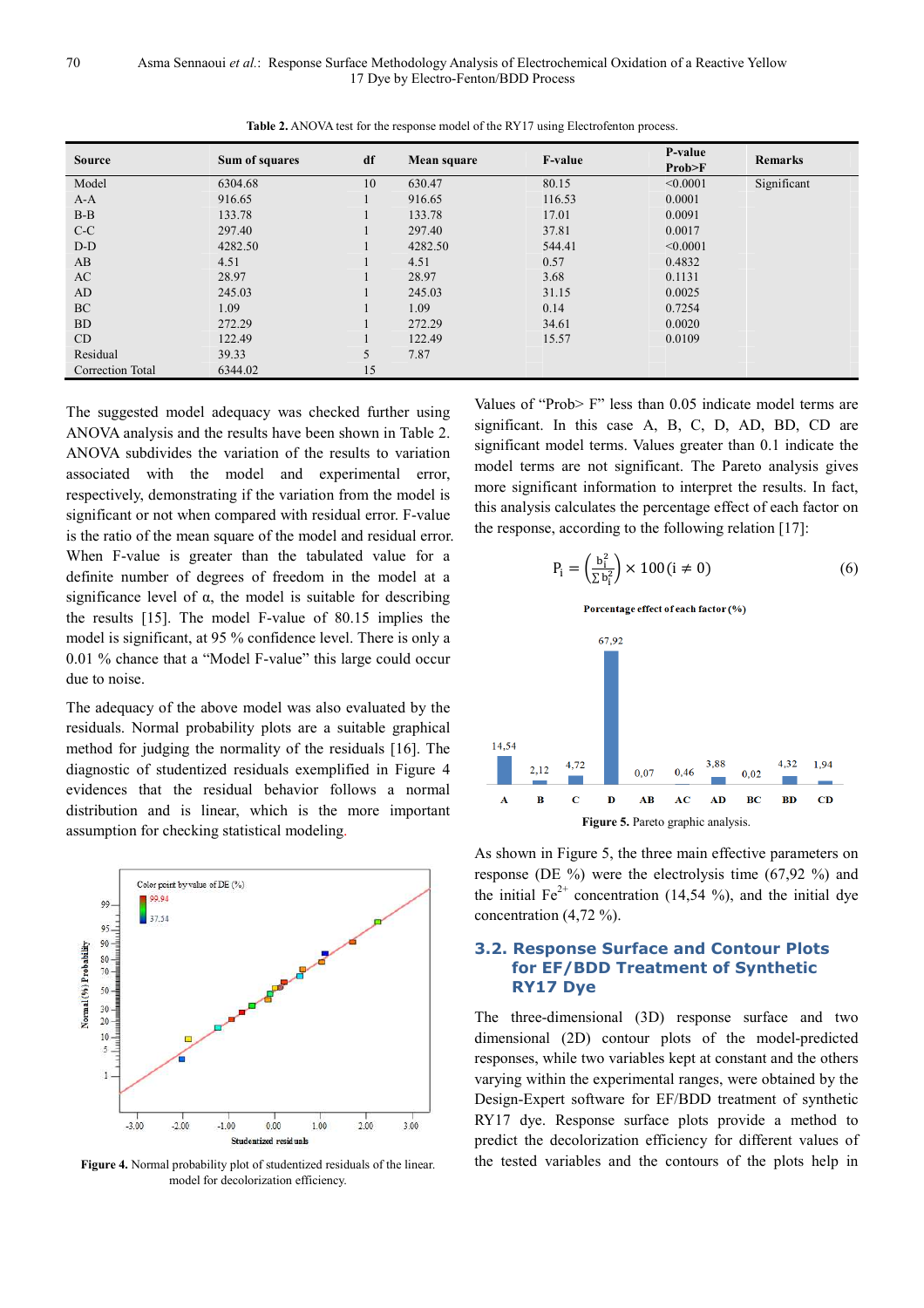Table 2. ANOVA test for the response model of the RY17 using Electrofenton process.

| Source | Sum of squares | df | Mean square | F-value | P-value Prob>F | Remarks |
|---|---|---|---|---|---|---|
| Model | 6304.68 | 10 | 630.47 | 80.15 | <0.0001 | Significant |
| A-A | 916.65 | 1 | 916.65 | 116.53 | 0.0001 | |
| B-B | 133.78 | 1 | 133.78 | 17.01 | 0.0091 | |
| C-C | 297.40 | 1 | 297.40 | 37.81 | 0.0017 | |
| D-D | 4282.50 | 1 | 4282.50 | 544.41 | <0.0001 | |
| AB | 4.51 | 1 | 4.51 | 0.57 | 0.4832 | |
| AC | 28.97 | 1 | 28.97 | 3.68 | 0.1131 | |
| AD | 245.03 | 1 | 245.03 | 31.15 | 0.0025 | |
| BC | 1.09 | 1 | 1.09 | 0.14 | 0.7254 | |
| BD | 272.29 | 1 | 272.29 | 34.61 | 0.0020 | |
| CD | 122.49 | 1 | 122.49 | 15.57 | 0.0109 | |
| Residual | 39.33 | 5 | 7.87 | | | |
| Correction Total | 6344.02 | 15 | | | | |

The suggested model adequacy was checked further using ANOVA analysis and the results have been shown in Table 2. ANOVA subdivides the variation of the results to variation associated with the model and experimental error, respectively, demonstrating if the variation from the model is significant or not when compared with residual error. F-value is the ratio of the mean square of the model and residual error. When F-value is greater than the tabulated value for a definite number of degrees of freedom in the model at a significance level of α, the model is suitable for describing the results [15]. The model F-value of 80.15 implies the model is significant, at 95 % confidence level. There is only a 0.01 % chance that a "Model F-value" this large could occur due to noise.

The adequacy of the above model was also evaluated by the residuals. Normal probability plots are a suitable graphical method for judging the normality of the residuals [16]. The diagnostic of studentized residuals exemplified in Figure 4 evidences that the residual behavior follows a normal distribution and is linear, which is the more important assumption for checking statistical modeling.

Figure 4. Normal probability plot of studentized residuals of the linear. model for decolorization efficiency.

Values of "Prob> F" less than 0.05 indicate model terms are significant. In this case A, B, C, D, AD, BD, CD are significant model terms. Values greater than 0.1 indicate the model terms are not significant. The Pareto analysis gives more significant information to interpret the results. In fact, this analysis calculates the percentage effect of each factor on the response, according to the following relation [17]:

$$P_i = \left(\frac{b_i^2}{\sum b_i^2}\right) \times 100\,(i \neq 0) \quad (6)$$

Figure 5. Pareto graphic analysis.

As shown in Figure 5, the three main effective parameters on response (DE %) were the electrolysis time (67,92 %) and the initial $Fe^{2+}$ concentration (14,54 %), and the initial dye concentration (4,72 %).

### 3.2. Response Surface and Contour Plots for EF/BDD Treatment of Synthetic RY17 Dye

The three-dimensional (3D) response surface and two dimensional (2D) contour plots of the model-predicted responses, while two variables kept at constant and the others varying within the experimental ranges, were obtained by the Design-Expert software for EF/BDD treatment of synthetic RY17 dye. Response surface plots provide a method to predict the decolorization efficiency for different values of the tested variables and the contours of the plots help in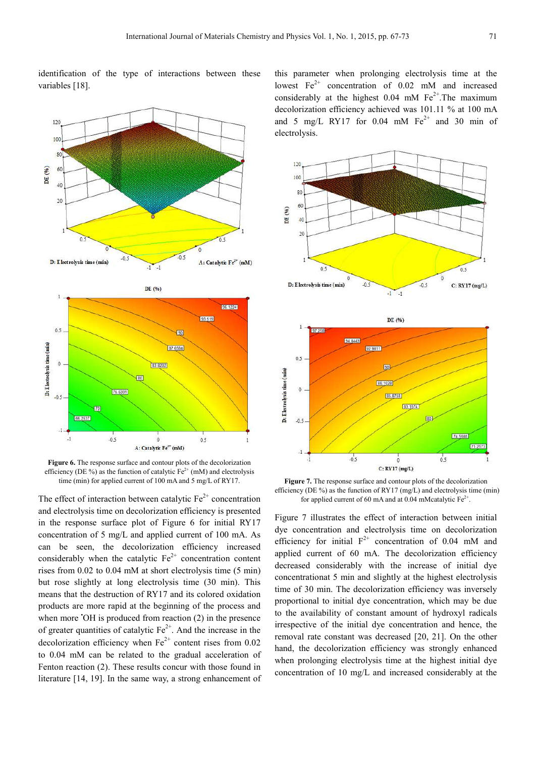identification of the type of interactions between these variables [18].

Figure 6. The response surface and contour plots of the decolorization efficiency (DE %) as the function of catalytic $Fe^{2+}$ (mM) and electrolysis time (min) for applied current of 100 mA and 5 mg/L of RY17.

The effect of interaction between catalytic $Fe^{2+}$ concentration and electrolysis time on decolorization efficiency is presented in the response surface plot of Figure 6 for initial RY17 concentration of 5 mg/L and applied current of 100 mA. As can be seen, the decolorization efficiency increased considerably when the catalytic $Fe^{2+}$ concentration content rises from 0.02 to 0.04 mM at short electrolysis time (5 min) but rose slightly at long electrolysis time (30 min). This means that the destruction of RY17 and its colored oxidation products are more rapid at the beginning of the process and when more $^{\bullet}OH$ is produced from reaction (2) in the presence of greater quantities of catalytic $Fe^{2+}$. And the increase in the decolorization efficiency when $Fe^{2+}$ content rises from 0.02 to 0.04 mM can be related to the gradual acceleration of Fenton reaction (2). These results concur with those found in literature [14, 19]. In the same way, a strong enhancement of this parameter when prolonging electrolysis time at the lowest $Fe^{2+}$ concentration of 0.02 mM and increased considerably at the highest 0.04 mM $Fe^{2+}$. The maximum decolorization efficiency achieved was 101.11 % at 100 mA and 5 mg/L RY17 for 0.04 mM $Fe^{2+}$ and 30 min of electrolysis.

Figure 7. The response surface and contour plots of the decolorization efficiency (DE %) as the function of RY17 (mg/L) and electrolysis time (min) for applied current of 60 mA and at 0.04 mMcatalytic $Fe^{2+}$.

Figure 7 illustrates the effect of interaction between initial dye concentration and electrolysis time on decolorization efficiency for initial $F^{2+}$ concentration of 0.04 mM and applied current of 60 mA. The decolorization efficiency decreased considerably with the increase of initial dye concentrationat 5 min and slightly at the highest electrolysis time of 30 min. The decolorization efficiency was inversely proportional to initial dye concentration, which may be due to the availability of constant amount of hydroxyl radicals irrespective of the initial dye concentration and hence, the removal rate constant was decreased [20, 21]. On the other hand, the decolorization efficiency was strongly enhanced when prolonging electrolysis time at the highest initial dye concentration of 10 mg/L and increased considerably at the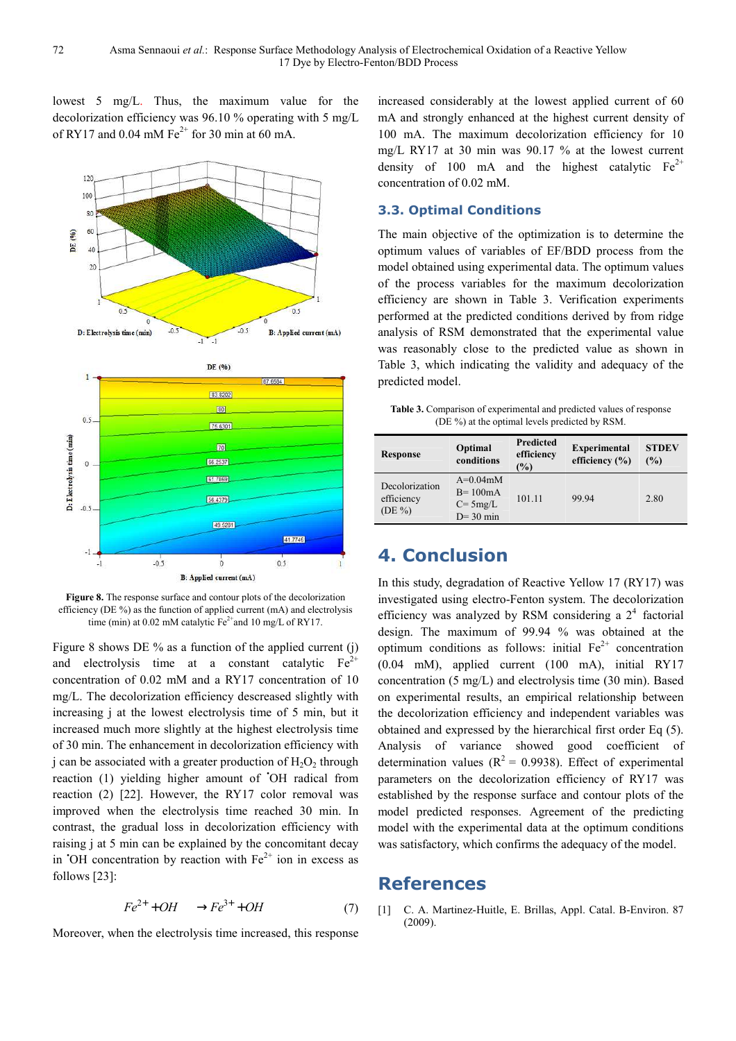lowest 5 mg/L. Thus, the maximum value for the decolorization efficiency was 96.10 % operating with 5 mg/L of RY17 and 0.04 mM $Fe^{2+}$ for 30 min at 60 mA.

**Figure 8.** The response surface and contour plots of the decolorization efficiency (DE %) as the function of applied current (mA) and electrolysis time (min) at 0.02 mM catalytic $Fe^{2+}$ and 10 mg/L of RY17.

Figure 8 shows DE % as a function of the applied current (j) and electrolysis time at a constant catalytic $Fe^{2+}$ concentration of 0.02 mM and a RY17 concentration of 10 mg/L. The decolorization efficiency descreased slightly with increasing j at the lowest electrolysis time of 5 min, but it increased much more slightly at the highest electrolysis time of 30 min. The enhancement in decolorization efficiency with j can be associated with a greater production of $H_2O_2$ through reaction (1) yielding higher amount of $^{\bullet}OH$ radical from reaction (2) [22]. However, the RY17 color removal was improved when the electrolysis time reached 30 min. In contrast, the gradual loss in decolorization efficiency with raising j at 5 min can be explained by the concomitant decay in $^{\bullet}OH$ concentration by reaction with $Fe^{2+}$ ion in excess as follows [23]:

$$Fe^{2+} + OH \rightarrow Fe^{3+} + OH \qquad (7)$$

Moreover, when the electrolysis time increased, this response increased considerably at the lowest applied current of 60 mA and strongly enhanced at the highest current density of 100 mA. The maximum decolorization efficiency for 10 mg/L RY17 at 30 min was 90.17 % at the lowest current density of 100 mA and the highest catalytic $Fe^{2+}$ concentration of 0.02 mM.

### 3.3. Optimal Conditions

The main objective of the optimization is to determine the optimum values of variables of EF/BDD process from the model obtained using experimental data. The optimum values of the process variables for the maximum decolorization efficiency are shown in Table 3. Verification experiments performed at the predicted conditions derived by from ridge analysis of RSM demonstrated that the experimental value was reasonably close to the predicted value as shown in Table 3, which indicating the validity and adequacy of the predicted model.

**Table 3.** Comparison of experimental and predicted values of response (DE %) at the optimal levels predicted by RSM.

| Response | Optimal conditions | Predicted efficiency (%) | Experimental efficiency (%) | STDEV (%) |
|---|---|---|---|---|
| Decolorization efficiency (DE %) | A=0.04mM<br>B= 100mA<br>C= 5mg/L<br>D= 30 min | 101.11 | 99.94 | 2.80 |

## 4. Conclusion

In this study, degradation of Reactive Yellow 17 (RY17) was investigated using electro-Fenton system. The decolorization efficiency was analyzed by RSM considering a $2^4$ factorial design. The maximum of 99.94 % was obtained at the optimum conditions as follows: initial $Fe^{2+}$ concentration (0.04 mM), applied current (100 mA), initial RY17 concentration (5 mg/L) and electrolysis time (30 min). Based on experimental results, an empirical relationship between the decolorization efficiency and independent variables was obtained and expressed by the hierarchical first order Eq (5). Analysis of variance showed good coefficient of determination values ($R^2$ = 0.9938). Effect of experimental parameters on the decolorization efficiency of RY17 was established by the response surface and contour plots of the model predicted responses. Agreement of the predicting model with the experimental data at the optimum conditions was satisfactory, which confirms the adequacy of the model.

## References

[1] C. A. Martinez-Huitle, E. Brillas, Appl. Catal. B-Environ. 87 (2009).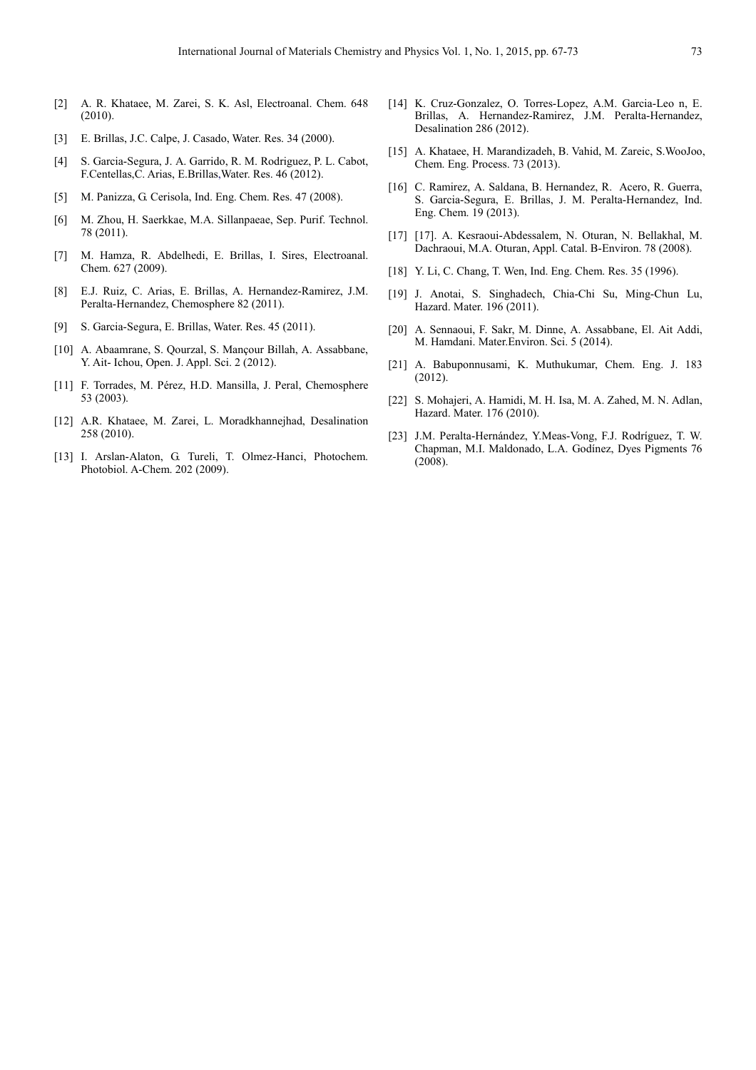[2] A. R. Khataee, M. Zarei, S. K. Asl, Electroanal. Chem. 648 (2010).

[3] E. Brillas, J.C. Calpe, J. Casado, Water. Res. 34 (2000).

[4] S. Garcia-Segura, J. A. Garrido, R. M. Rodriguez, P. L. Cabot, F.Centellas,C. Arias, E.Brillas,Water. Res. 46 (2012).

[5] M. Panizza, G. Cerisola, Ind. Eng. Chem. Res. 47 (2008).

[6] M. Zhou, H. Saerkkae, M.A. Sillanpaeae, Sep. Purif. Technol. 78 (2011).

[7] M. Hamza, R. Abdelhedi, E. Brillas, I. Sires, Electroanal. Chem. 627 (2009).

[8] E.J. Ruiz, C. Arias, E. Brillas, A. Hernandez-Ramirez, J.M. Peralta-Hernandez, Chemosphere 82 (2011).

[9] S. Garcia-Segura, E. Brillas, Water. Res. 45 (2011).

[10] A. Abaamrane, S. Qourzal, S. Mançour Billah, A. Assabbane, Y. Ait- Ichou, Open. J. Appl. Sci. 2 (2012).

[11] F. Torrades, M. Pérez, H.D. Mansilla, J. Peral, Chemosphere 53 (2003).

[12] A.R. Khataee, M. Zarei, L. Moradkhannejhad, Desalination 258 (2010).

[13] I. Arslan-Alaton, G. Tureli, T. Olmez-Hanci, Photochem. Photobiol. A-Chem. 202 (2009).

[14] K. Cruz-Gonzalez, O. Torres-Lopez, A.M. Garcia-Leo n, E. Brillas, A. Hernandez-Ramirez, J.M. Peralta-Hernandez, Desalination 286 (2012).

[15] A. Khataee, H. Marandizadeh, B. Vahid, M. Zareic, S.WooJoo, Chem. Eng. Process. 73 (2013).

[16] C. Ramirez, A. Saldana, B. Hernandez, R. Acero, R. Guerra, S. Garcia-Segura, E. Brillas, J. M. Peralta-Hernandez, Ind. Eng. Chem. 19 (2013).

[17] [17]. A. Kesraoui-Abdessalem, N. Oturan, N. Bellakhal, M. Dachraoui, M.A. Oturan, Appl. Catal. B-Environ. 78 (2008).

[18] Y. Li, C. Chang, T. Wen, Ind. Eng. Chem. Res. 35 (1996).

[19] J. Anotai, S. Singhadech, Chia-Chi Su, Ming-Chun Lu, Hazard. Mater. 196 (2011).

[20] A. Sennaoui, F. Sakr, M. Dinne, A. Assabbane, El. Ait Addi, M. Hamdani. Mater.Environ. Sci. 5 (2014).

[21] A. Babuponnusami, K. Muthukumar, Chem. Eng. J. 183 (2012).

[22] S. Mohajeri, A. Hamidi, M. H. Isa, M. A. Zahed, M. N. Adlan, Hazard. Mater. 176 (2010).

[23] J.M. Peralta-Hernández, Y.Meas-Vong, F.J. Rodríguez, T. W. Chapman, M.I. Maldonado, L.A. Godínez, Dyes Pigments 76 (2008).